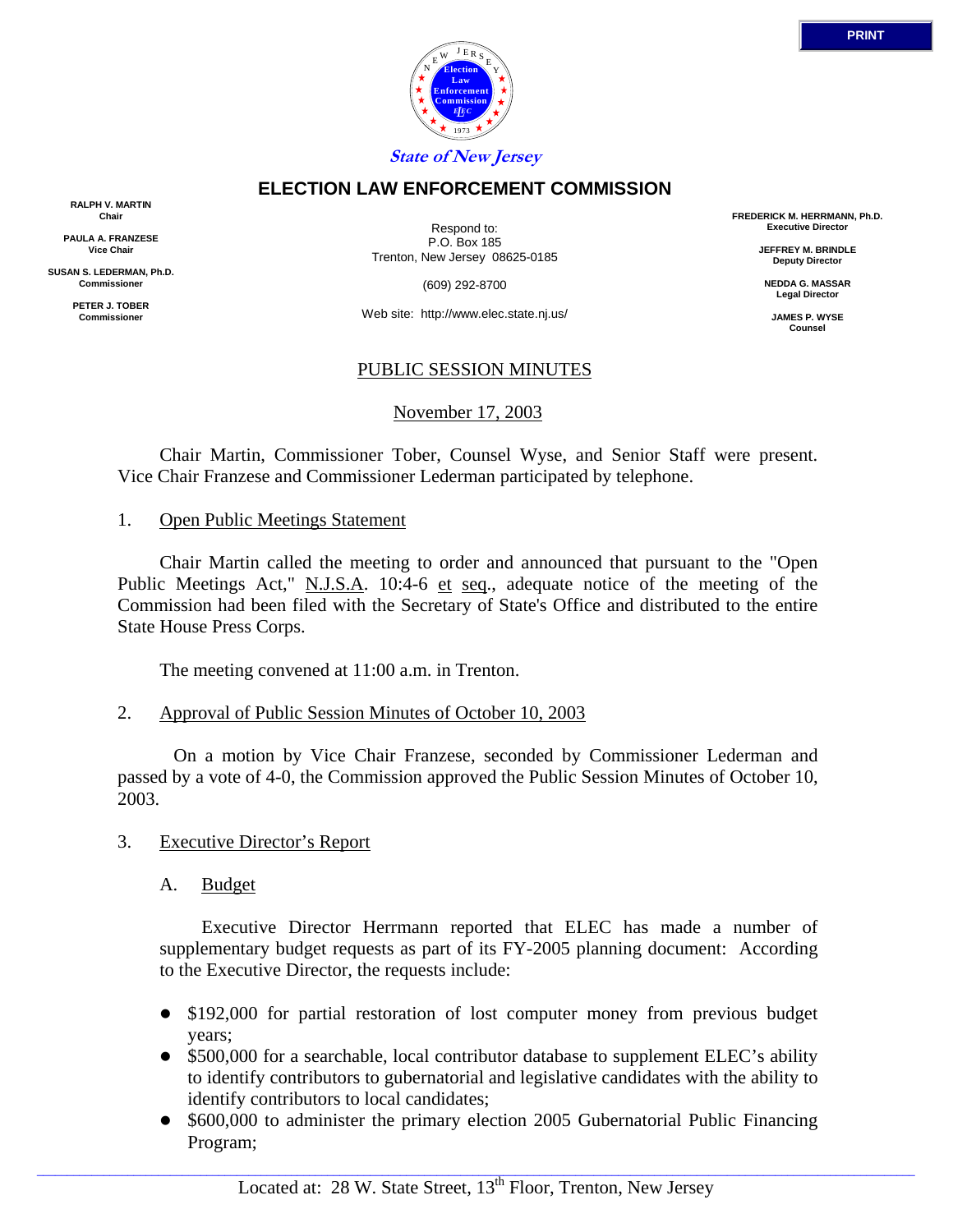State of New Jersey

# ELECTION LAW ENFORCEMENT COMMISSION

**RALPH V. MARTIN**
**Chair**

**PAULA A. FRANZESE**
**Vice Chair**

**SUSAN S. LEDERMAN, Ph.D.**
**Commissioner**

**PETER J. TOBER**
**Commissioner**

Respond to:
P.O. Box 185
Trenton, New Jersey 08625-0185

(609) 292-8700

Web site: http://www.elec.state.nj.us/

**FREDERICK M. HERRMANN, Ph.D.**
**Executive Director**

**JEFFREY M. BRINDLE**
**Deputy Director**

**NEDDA G. MASSAR**
**Legal Director**

**JAMES P. WYSE**
**Counsel**

## PUBLIC SESSION MINUTES

## November 17, 2003

Chair Martin, Commissioner Tober, Counsel Wyse, and Senior Staff were present. Vice Chair Franzese and Commissioner Lederman participated by telephone.

1. Open Public Meetings Statement

Chair Martin called the meeting to order and announced that pursuant to the "Open Public Meetings Act," N.J.S.A. 10:4-6 et seq., adequate notice of the meeting of the Commission had been filed with the Secretary of State's Office and distributed to the entire State House Press Corps.

The meeting convened at 11:00 a.m. in Trenton.

2. Approval of Public Session Minutes of October 10, 2003

On a motion by Vice Chair Franzese, seconded by Commissioner Lederman and passed by a vote of 4-0, the Commission approved the Public Session Minutes of October 10, 2003.

3. Executive Director's Report

A. Budget

Executive Director Herrmann reported that ELEC has made a number of supplementary budget requests as part of its FY-2005 planning document: According to the Executive Director, the requests include:

- $192,000 for partial restoration of lost computer money from previous budget years;
- $500,000 for a searchable, local contributor database to supplement ELEC's ability to identify contributors to gubernatorial and legislative candidates with the ability to identify contributors to local candidates;
- $600,000 to administer the primary election 2005 Gubernatorial Public Financing Program;

Located at: 28 W. State Street, 13th Floor, Trenton, New Jersey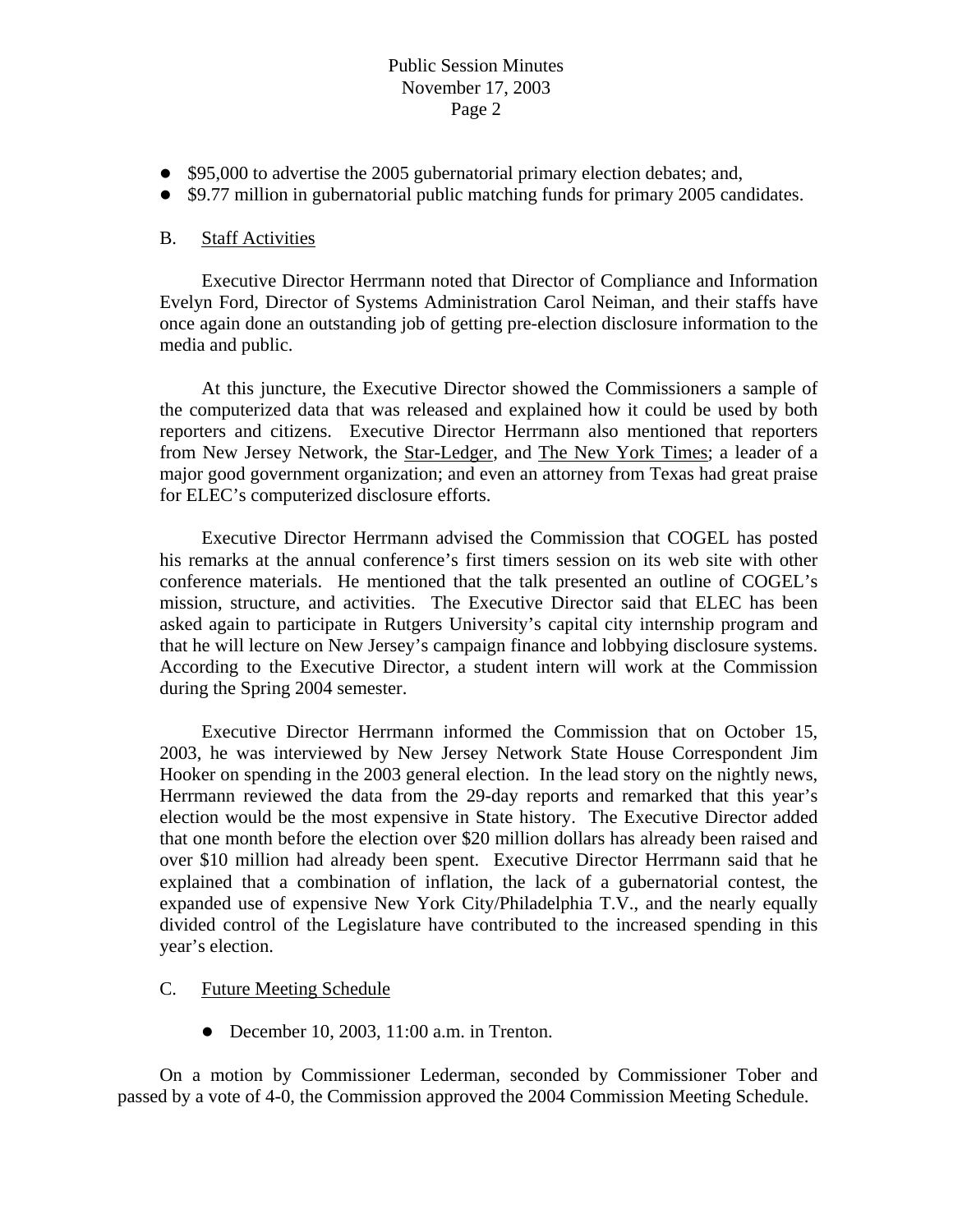- $95,000 to advertise the 2005 gubernatorial primary election debates; and,
- $9.77 million in gubernatorial public matching funds for primary 2005 candidates.

B. Staff Activities

Executive Director Herrmann noted that Director of Compliance and Information Evelyn Ford, Director of Systems Administration Carol Neiman, and their staffs have once again done an outstanding job of getting pre-election disclosure information to the media and public.

At this juncture, the Executive Director showed the Commissioners a sample of the computerized data that was released and explained how it could be used by both reporters and citizens. Executive Director Herrmann also mentioned that reporters from New Jersey Network, the Star-Ledger, and The New York Times; a leader of a major good government organization; and even an attorney from Texas had great praise for ELEC's computerized disclosure efforts.

Executive Director Herrmann advised the Commission that COGEL has posted his remarks at the annual conference's first timers session on its web site with other conference materials. He mentioned that the talk presented an outline of COGEL's mission, structure, and activities. The Executive Director said that ELEC has been asked again to participate in Rutgers University's capital city internship program and that he will lecture on New Jersey's campaign finance and lobbying disclosure systems. According to the Executive Director, a student intern will work at the Commission during the Spring 2004 semester.

Executive Director Herrmann informed the Commission that on October 15, 2003, he was interviewed by New Jersey Network State House Correspondent Jim Hooker on spending in the 2003 general election. In the lead story on the nightly news, Herrmann reviewed the data from the 29-day reports and remarked that this year's election would be the most expensive in State history. The Executive Director added that one month before the election over $20 million dollars has already been raised and over $10 million had already been spent. Executive Director Herrmann said that he explained that a combination of inflation, the lack of a gubernatorial contest, the expanded use of expensive New York City/Philadelphia T.V., and the nearly equally divided control of the Legislature have contributed to the increased spending in this year's election.

C. Future Meeting Schedule

- December 10, 2003, 11:00 a.m. in Trenton.

On a motion by Commissioner Lederman, seconded by Commissioner Tober and passed by a vote of 4-0, the Commission approved the 2004 Commission Meeting Schedule.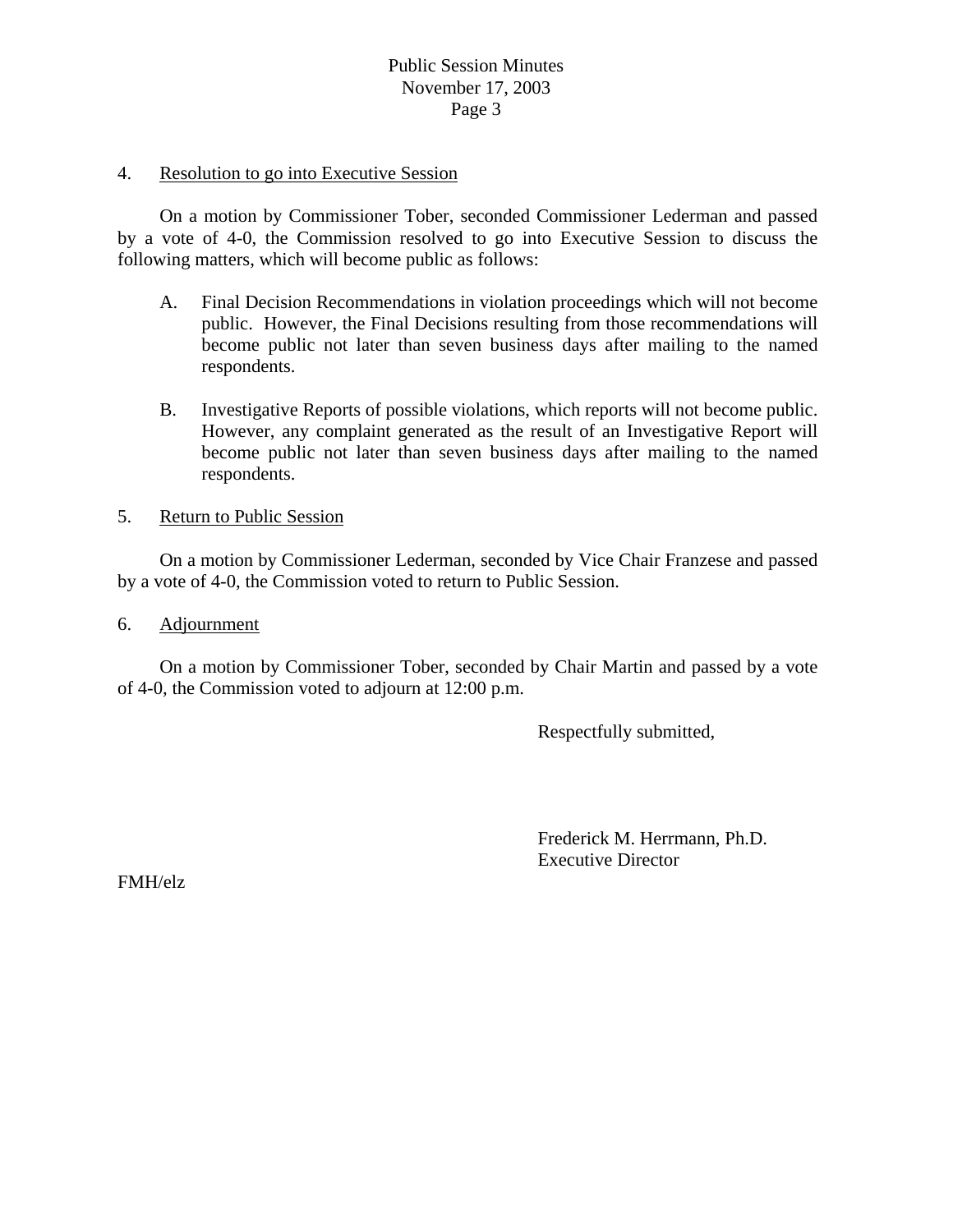4. Resolution to go into Executive Session

On a motion by Commissioner Tober, seconded Commissioner Lederman and passed by a vote of 4-0, the Commission resolved to go into Executive Session to discuss the following matters, which will become public as follows:

A. Final Decision Recommendations in violation proceedings which will not become public. However, the Final Decisions resulting from those recommendations will become public not later than seven business days after mailing to the named respondents.

B. Investigative Reports of possible violations, which reports will not become public. However, any complaint generated as the result of an Investigative Report will become public not later than seven business days after mailing to the named respondents.

5. Return to Public Session

On a motion by Commissioner Lederman, seconded by Vice Chair Franzese and passed by a vote of 4-0, the Commission voted to return to Public Session.

6. Adjournment

On a motion by Commissioner Tober, seconded by Chair Martin and passed by a vote of 4-0, the Commission voted to adjourn at 12:00 p.m.

Respectfully submitted,

Frederick M. Herrmann, Ph.D.
Executive Director

FMH/elz